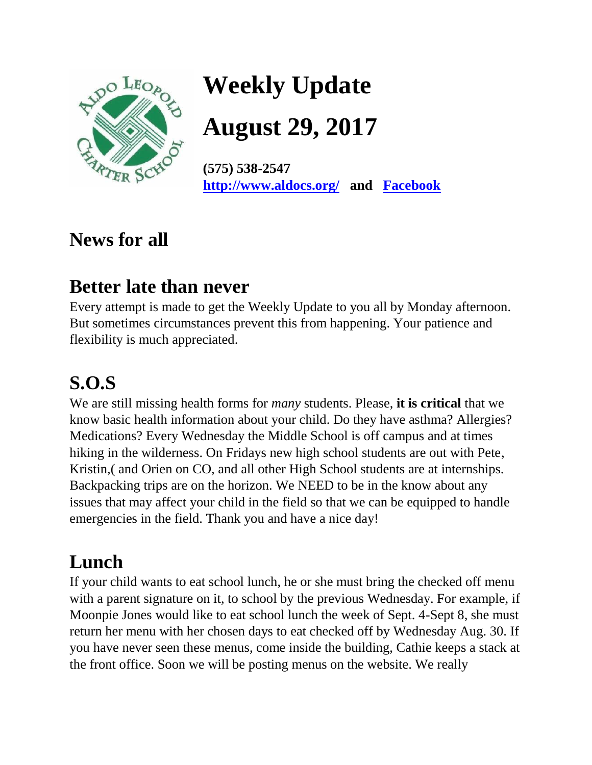# Weekly Update

# August 29, 2017

**(575) 538-2547**
**[http://www.aldocs.org/](http://www.aldocs.org/) and [Facebook](Facebook)**

## News for all

## Better late than never

Every attempt is made to get the Weekly Update to you all by Monday afternoon. But sometimes circumstances prevent this from happening. Your patience and flexibility is much appreciated.

## S.O.S

We are still missing health forms for *many* students. Please, **it is critical** that we know basic health information about your child. Do they have asthma? Allergies? Medications? Every Wednesday the Middle School is off campus and at times hiking in the wilderness. On Fridays new high school students are out with Pete, Kristin,( and Orien on CO, and all other High School students are at internships. Backpacking trips are on the horizon. We NEED to be in the know about any issues that may affect your child in the field so that we can be equipped to handle emergencies in the field. Thank you and have a nice day!

## Lunch

If your child wants to eat school lunch, he or she must bring the checked off menu with a parent signature on it, to school by the previous Wednesday. For example, if Moonpie Jones would like to eat school lunch the week of Sept. 4-Sept 8, she must return her menu with her chosen days to eat checked off by Wednesday Aug. 30. If you have never seen these menus, come inside the building, Cathie keeps a stack at the front office. Soon we will be posting menus on the website. We really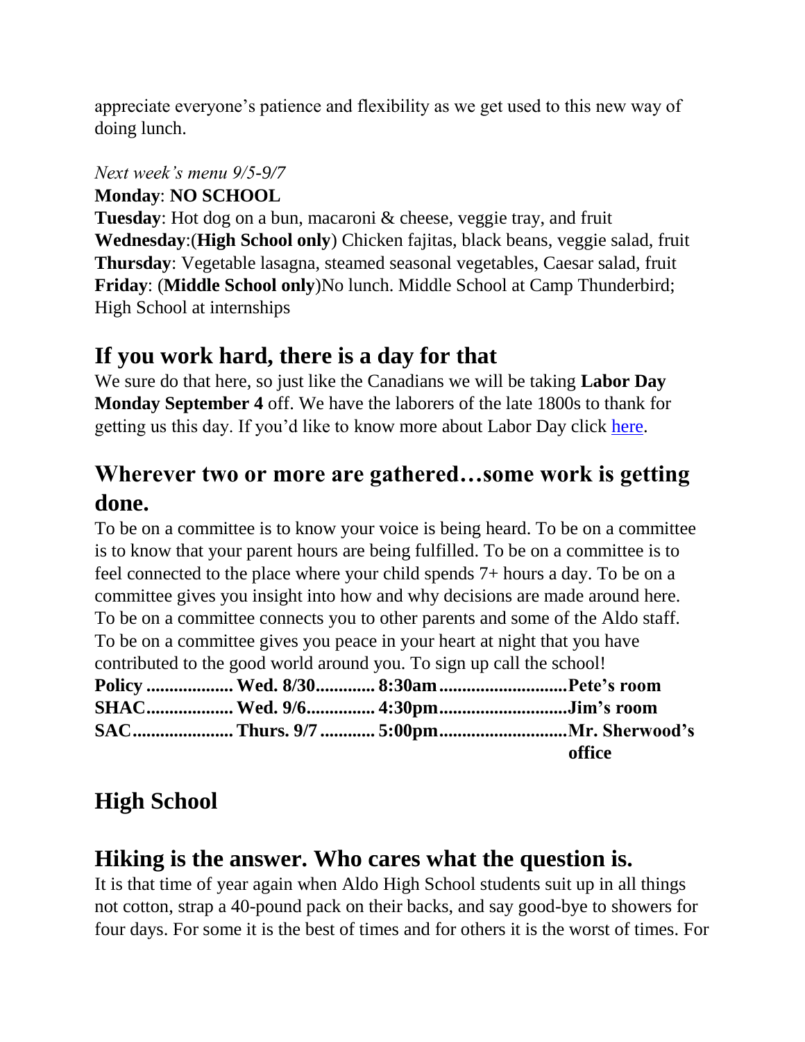appreciate everyone's patience and flexibility as we get used to this new way of doing lunch.

*Next week's menu 9/5-9/7*

**Monday**: **NO SCHOOL**
**Tuesday**: Hot dog on a bun, macaroni & cheese, veggie tray, and fruit
**Wednesday**:(**High School only**) Chicken fajitas, black beans, veggie salad, fruit
**Thursday**: Vegetable lasagna, steamed seasonal vegetables, Caesar salad, fruit
**Friday**: (**Middle School only**)No lunch. Middle School at Camp Thunderbird; High School at internships

## If you work hard, there is a day for that

We sure do that here, so just like the Canadians we will be taking **Labor Day Monday September 4** off. We have the laborers of the late 1800s to thank for getting us this day. If you'd like to know more about Labor Day click here.

## Wherever two or more are gathered…some work is getting done.

To be on a committee is to know your voice is being heard. To be on a committee is to know that your parent hours are being fulfilled. To be on a committee is to feel connected to the place where your child spends 7+ hours a day. To be on a committee gives you insight into how and why decisions are made around here. To be on a committee connects you to other parents and some of the Aldo staff. To be on a committee gives you peace in your heart at night that you have contributed to the good world around you. To sign up call the school!

**Policy .................. Wed. 8/30............ 8:30am............................Pete's room**
**SHAC.................. Wed. 9/6.............. 4:30pm............................Jim's room**
**SAC...................... Thurs. 9/7 ............ 5:00pm............................Mr. Sherwood's office**

# High School

## Hiking is the answer. Who cares what the question is.

It is that time of year again when Aldo High School students suit up in all things not cotton, strap a 40-pound pack on their backs, and say good-bye to showers for four days. For some it is the best of times and for others it is the worst of times. For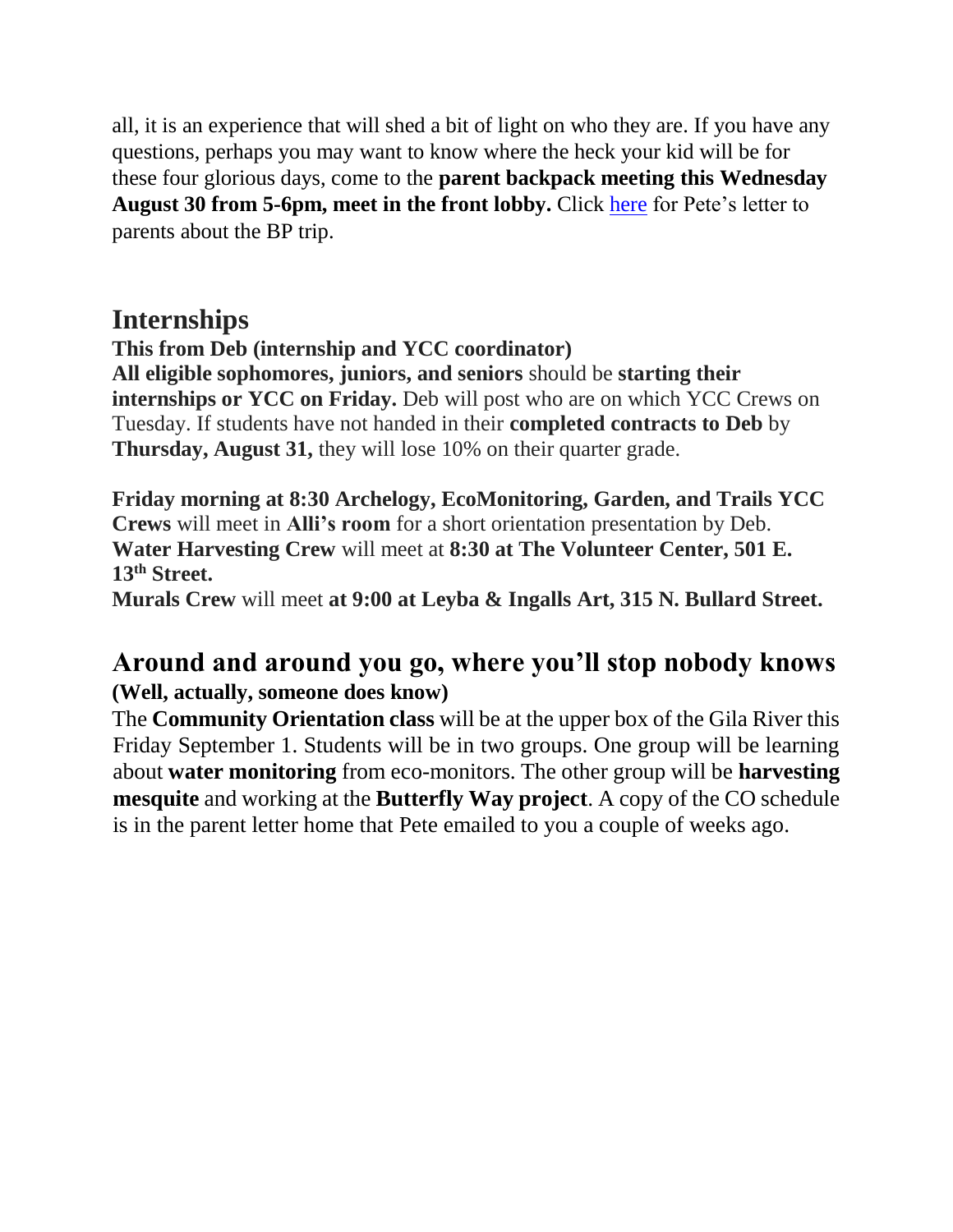all, it is an experience that will shed a bit of light on who they are. If you have any questions, perhaps you may want to know where the heck your kid will be for these four glorious days, come to the **parent backpack meeting this Wednesday August 30 from 5-6pm, meet in the front lobby.** Click [here]() for Pete's letter to parents about the BP trip.

## Internships

**This from Deb (internship and YCC coordinator)**

**All eligible sophomores, juniors, and seniors** should be **starting their internships or YCC on Friday.** Deb will post who are on which YCC Crews on Tuesday. If students have not handed in their **completed contracts to Deb** by **Thursday, August 31,** they will lose 10% on their quarter grade.

**Friday morning at 8:30 Archelogy, EcoMonitoring, Garden, and Trails YCC Crews** will meet in **Alli's room** for a short orientation presentation by Deb.
**Water Harvesting Crew** will meet at **8:30 at The Volunteer Center, 501 E. 13th Street.**
**Murals Crew** will meet **at 9:00 at Leyba & Ingalls Art, 315 N. Bullard Street.**

## Around and around you go, where you'll stop nobody knows

**(Well, actually, someone does know)**

The **Community Orientation class** will be at the upper box of the Gila River this Friday September 1. Students will be in two groups. One group will be learning about **water monitoring** from eco-monitors. The other group will be **harvesting mesquite** and working at the **Butterfly Way project**. A copy of the CO schedule is in the parent letter home that Pete emailed to you a couple of weeks ago.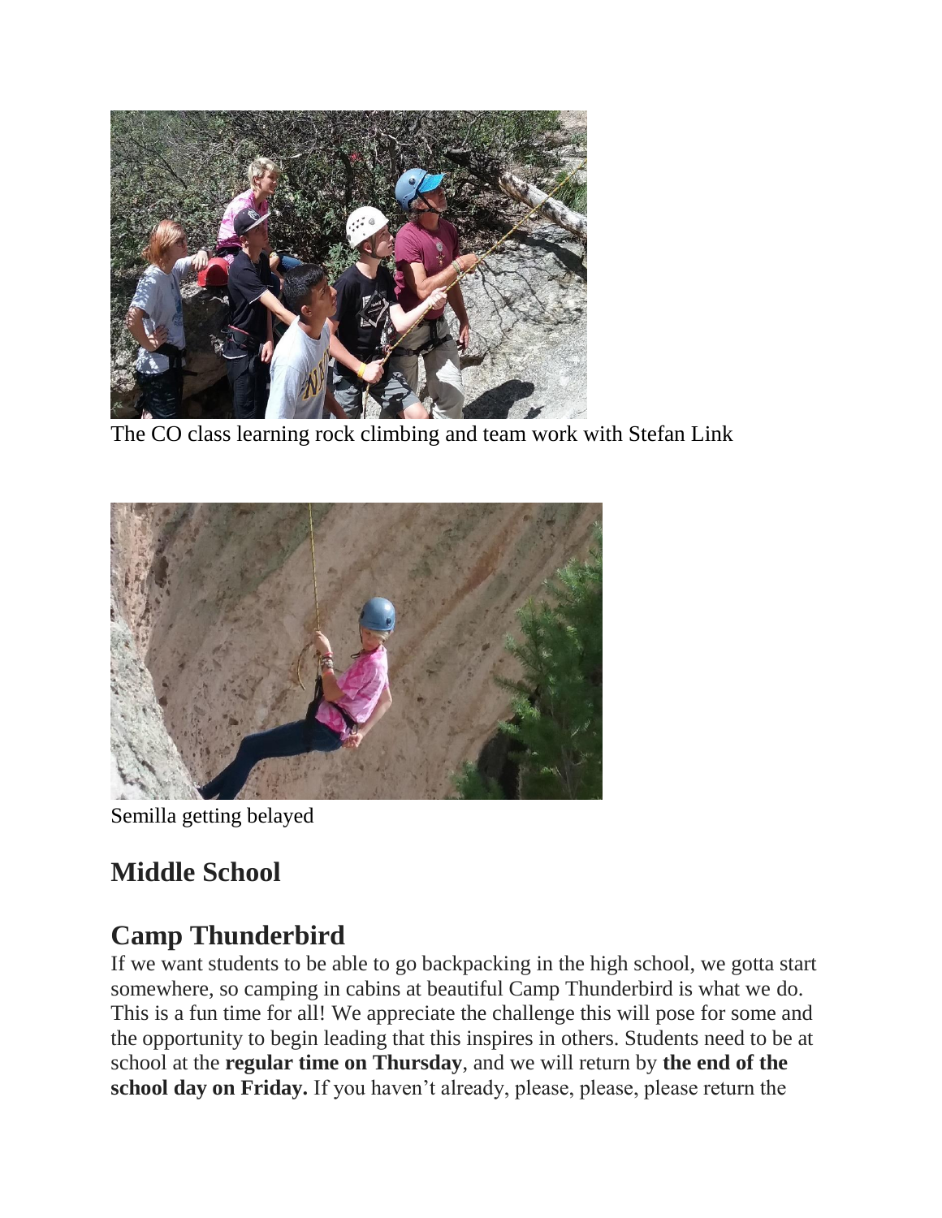The CO class learning rock climbing and team work with Stefan Link

Semilla getting belayed

## Middle School

## Camp Thunderbird

If we want students to be able to go backpacking in the high school, we gotta start somewhere, so camping in cabins at beautiful Camp Thunderbird is what we do. This is a fun time for all! We appreciate the challenge this will pose for some and the opportunity to begin leading that this inspires in others. Students need to be at school at the **regular time on Thursday**, and we will return by **the end of the school day on Friday.** If you haven't already, please, please, please return the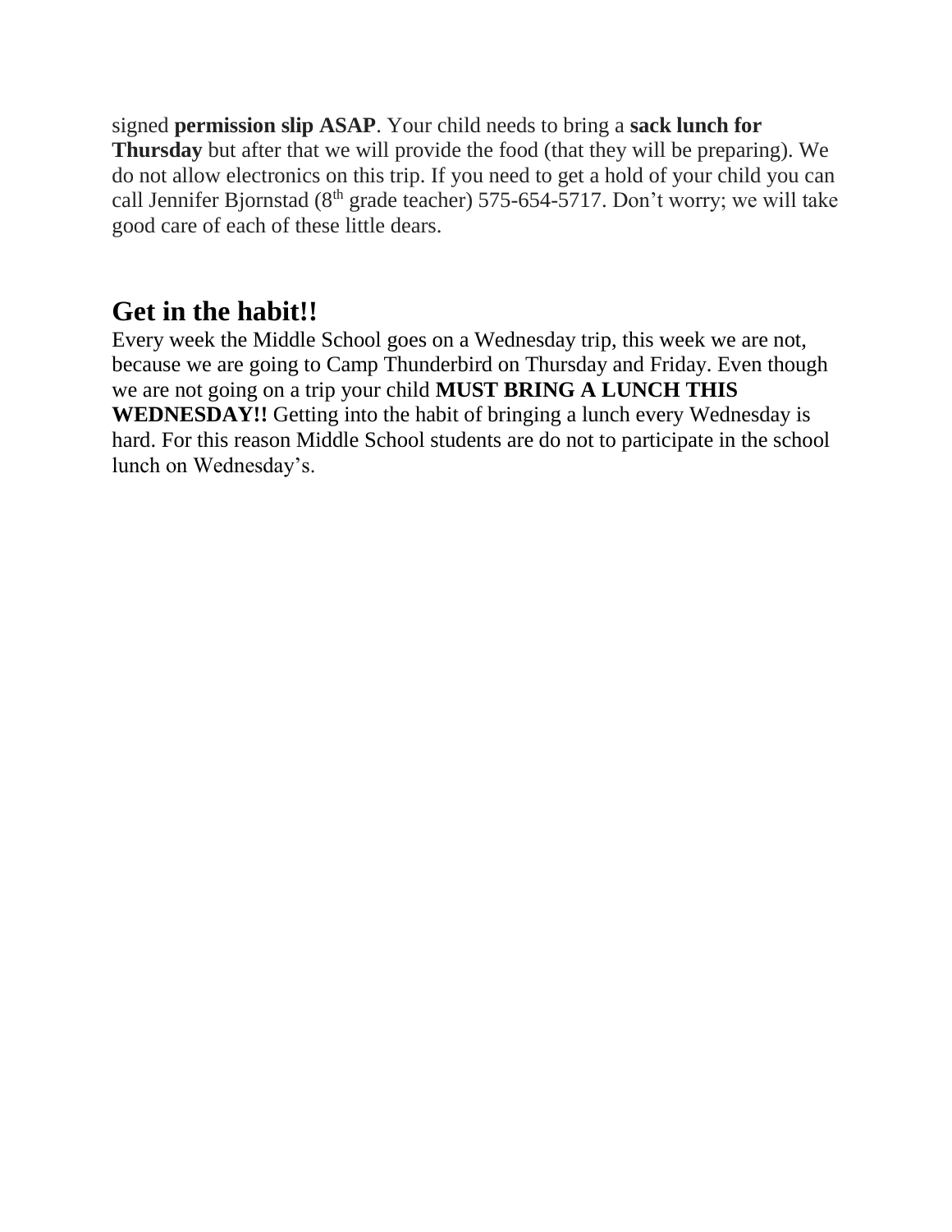signed **permission slip ASAP**. Your child needs to bring a **sack lunch for Thursday** but after that we will provide the food (that they will be preparing). We do not allow electronics on this trip. If you need to get a hold of your child you can call Jennifer Bjornstad (8th grade teacher) 575-654-5717. Don't worry; we will take good care of each of these little dears.

## Get in the habit!!

Every week the Middle School goes on a Wednesday trip, this week we are not, because we are going to Camp Thunderbird on Thursday and Friday. Even though we are not going on a trip your child **MUST BRING A LUNCH THIS WEDNESDAY!!** Getting into the habit of bringing a lunch every Wednesday is hard. For this reason Middle School students are do not to participate in the school lunch on Wednesday's.